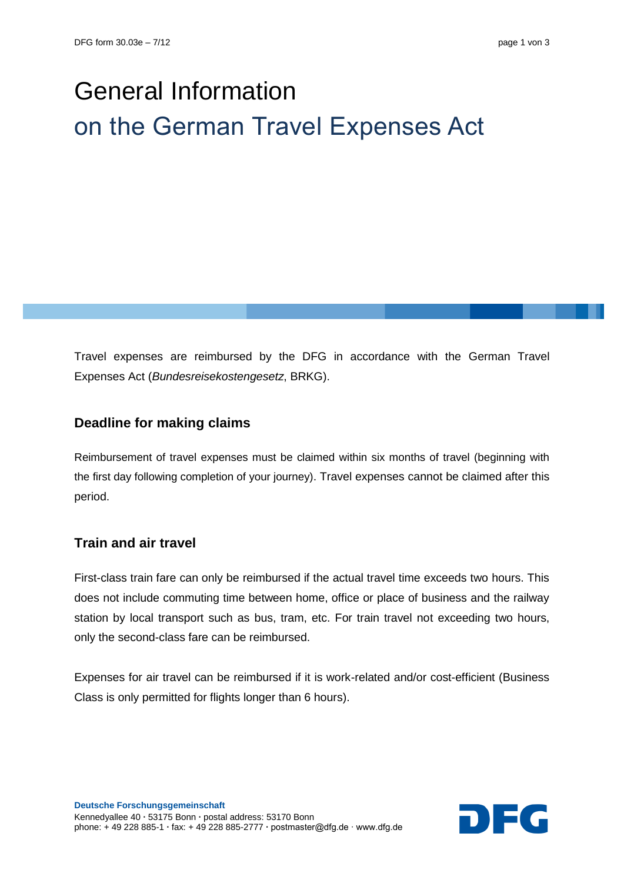# General Information on the German Travel Expenses Act

Travel expenses are reimbursed by the DFG in accordance with the German Travel Expenses Act (*Bundesreisekostengesetz*, BRKG).

## Deadline for making claims

Reimbursement of travel expenses must be claimed within six months of travel (beginning with the first day following completion of your journey). Travel expenses cannot be claimed after this period.

## Train and air travel

First-class train fare can only be reimbursed if the actual travel time exceeds two hours. This does not include commuting time between home, office or place of business and the railway station by local transport such as bus, tram, etc. For train travel not exceeding two hours, only the second-class fare can be reimbursed.

Expenses for air travel can be reimbursed if it is work-related and/or cost-efficient (Business Class is only permitted for flights longer than 6 hours).

**Deutsche Forschungsgemeinschaft**
Kennedyallee 40 · 53175 Bonn · postal address: 53170 Bonn
phone: + 49 228 885-1 · fax: + 49 228 885-2777 · postmaster@dfg.de · www.dfg.de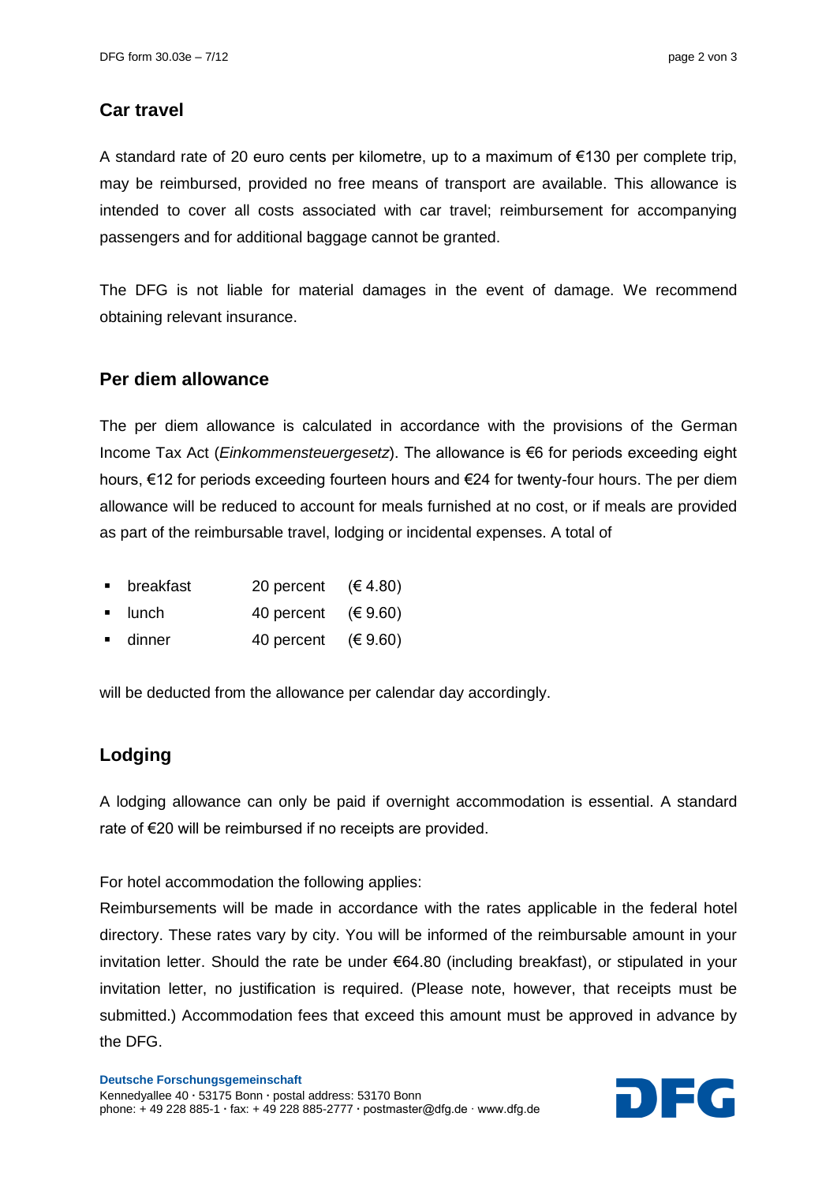## Car travel

A standard rate of 20 euro cents per kilometre, up to a maximum of €130 per complete trip, may be reimbursed, provided no free means of transport are available. This allowance is intended to cover all costs associated with car travel; reimbursement for accompanying passengers and for additional baggage cannot be granted.

The DFG is not liable for material damages in the event of damage. We recommend obtaining relevant insurance.

## Per diem allowance

The per diem allowance is calculated in accordance with the provisions of the German Income Tax Act (*Einkommensteuergesetz*). The allowance is €6 for periods exceeding eight hours, €12 for periods exceeding fourteen hours and €24 for twenty-four hours. The per diem allowance will be reduced to account for meals furnished at no cost, or if meals are provided as part of the reimbursable travel, lodging or incidental expenses. A total of

- breakfast 20 percent (€ 4.80)
- lunch 40 percent (€ 9.60)
- dinner 40 percent (€ 9.60)

will be deducted from the allowance per calendar day accordingly.

## Lodging

A lodging allowance can only be paid if overnight accommodation is essential. A standard rate of €20 will be reimbursed if no receipts are provided.

For hotel accommodation the following applies:
Reimbursements will be made in accordance with the rates applicable in the federal hotel directory. These rates vary by city. You will be informed of the reimbursable amount in your invitation letter. Should the rate be under €64.80 (including breakfast), or stipulated in your invitation letter, no justification is required. (Please note, however, that receipts must be submitted.) Accommodation fees that exceed this amount must be approved in advance by the DFG.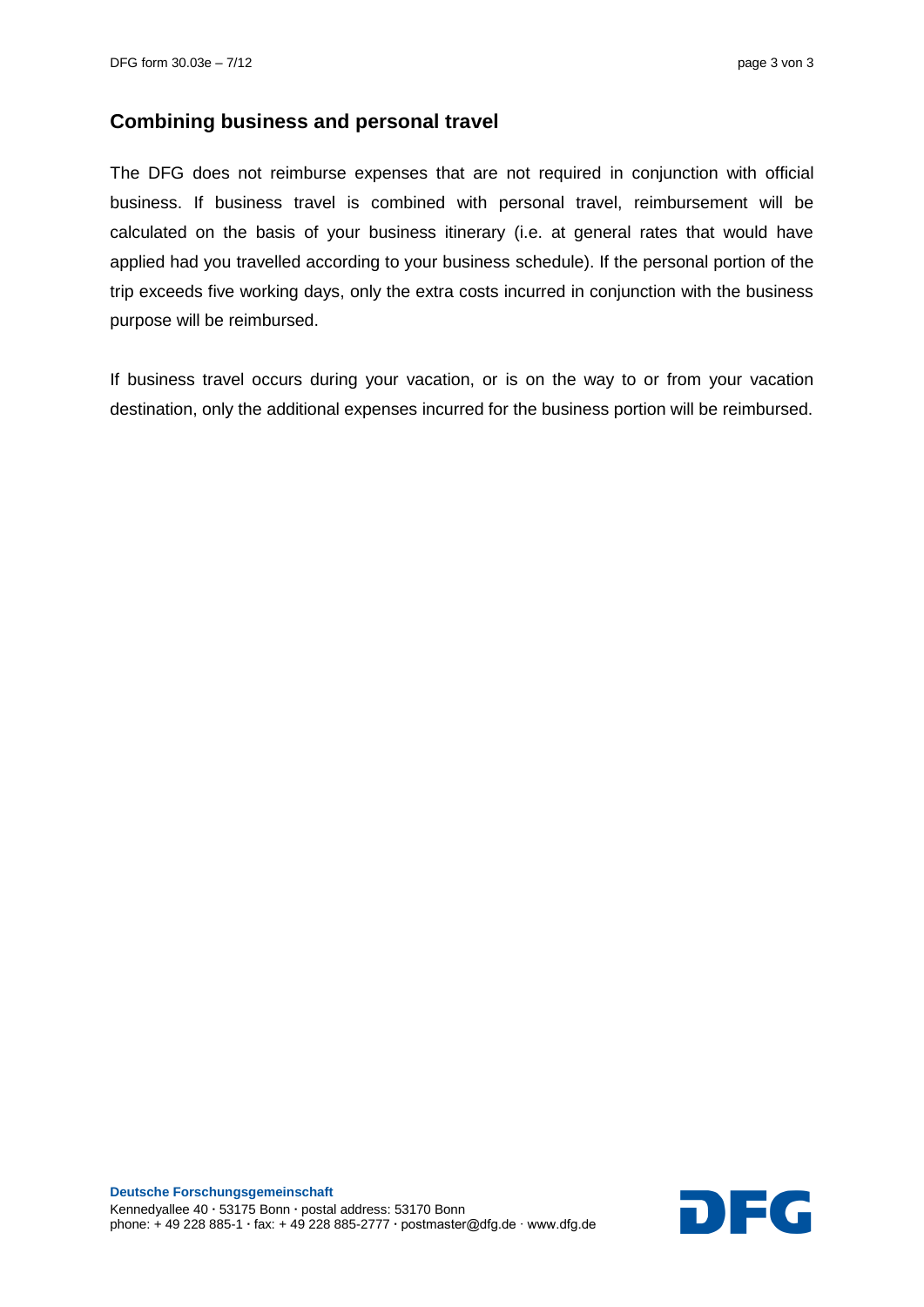## Combining business and personal travel

The DFG does not reimburse expenses that are not required in conjunction with official business. If business travel is combined with personal travel, reimbursement will be calculated on the basis of your business itinerary (i.e. at general rates that would have applied had you travelled according to your business schedule). If the personal portion of the trip exceeds five working days, only the extra costs incurred in conjunction with the business purpose will be reimbursed.

If business travel occurs during your vacation, or is on the way to or from your vacation destination, only the additional expenses incurred for the business portion will be reimbursed.